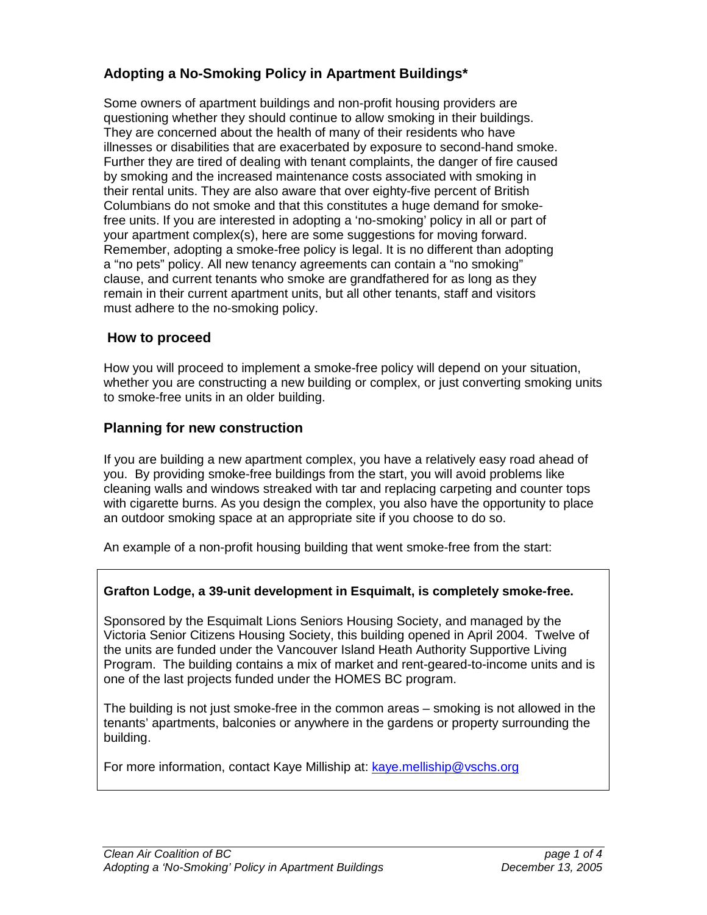## Adopting a No-Smoking Policy in Apartment Buildings*

Some owners of apartment buildings and non-profit housing providers are questioning whether they should continue to allow smoking in their buildings. They are concerned about the health of many of their residents who have illnesses or disabilities that are exacerbated by exposure to second-hand smoke. Further they are tired of dealing with tenant complaints, the danger of fire caused by smoking and the increased maintenance costs associated with smoking in their rental units. They are also aware that over eighty-five percent of British Columbians do not smoke and that this constitutes a huge demand for smoke-free units. If you are interested in adopting a 'no-smoking' policy in all or part of your apartment complex(s), here are some suggestions for moving forward. Remember, adopting a smoke-free policy is legal. It is no different than adopting a "no pets" policy. All new tenancy agreements can contain a "no smoking" clause, and current tenants who smoke are grandfathered for as long as they remain in their current apartment units, but all other tenants, staff and visitors must adhere to the no-smoking policy.

### How to proceed

How you will proceed to implement a smoke-free policy will depend on your situation, whether you are constructing a new building or complex, or just converting smoking units to smoke-free units in an older building.

### Planning for new construction

If you are building a new apartment complex, you have a relatively easy road ahead of you. By providing smoke-free buildings from the start, you will avoid problems like cleaning walls and windows streaked with tar and replacing carpeting and counter tops with cigarette burns. As you design the complex, you also have the opportunity to place an outdoor smoking space at an appropriate site if you choose to do so.

An example of a non-profit housing building that went smoke-free from the start:

**Grafton Lodge, a 39-unit development in Esquimalt, is completely smoke-free.**

Sponsored by the Esquimalt Lions Seniors Housing Society, and managed by the Victoria Senior Citizens Housing Society, this building opened in April 2004. Twelve of the units are funded under the Vancouver Island Heath Authority Supportive Living Program. The building contains a mix of market and rent-geared-to-income units and is one of the last projects funded under the HOMES BC program.

The building is not just smoke-free in the common areas – smoking is not allowed in the tenants' apartments, balconies or anywhere in the gardens or property surrounding the building.

For more information, contact Kaye Milliship at: kaye.melliship@vschs.org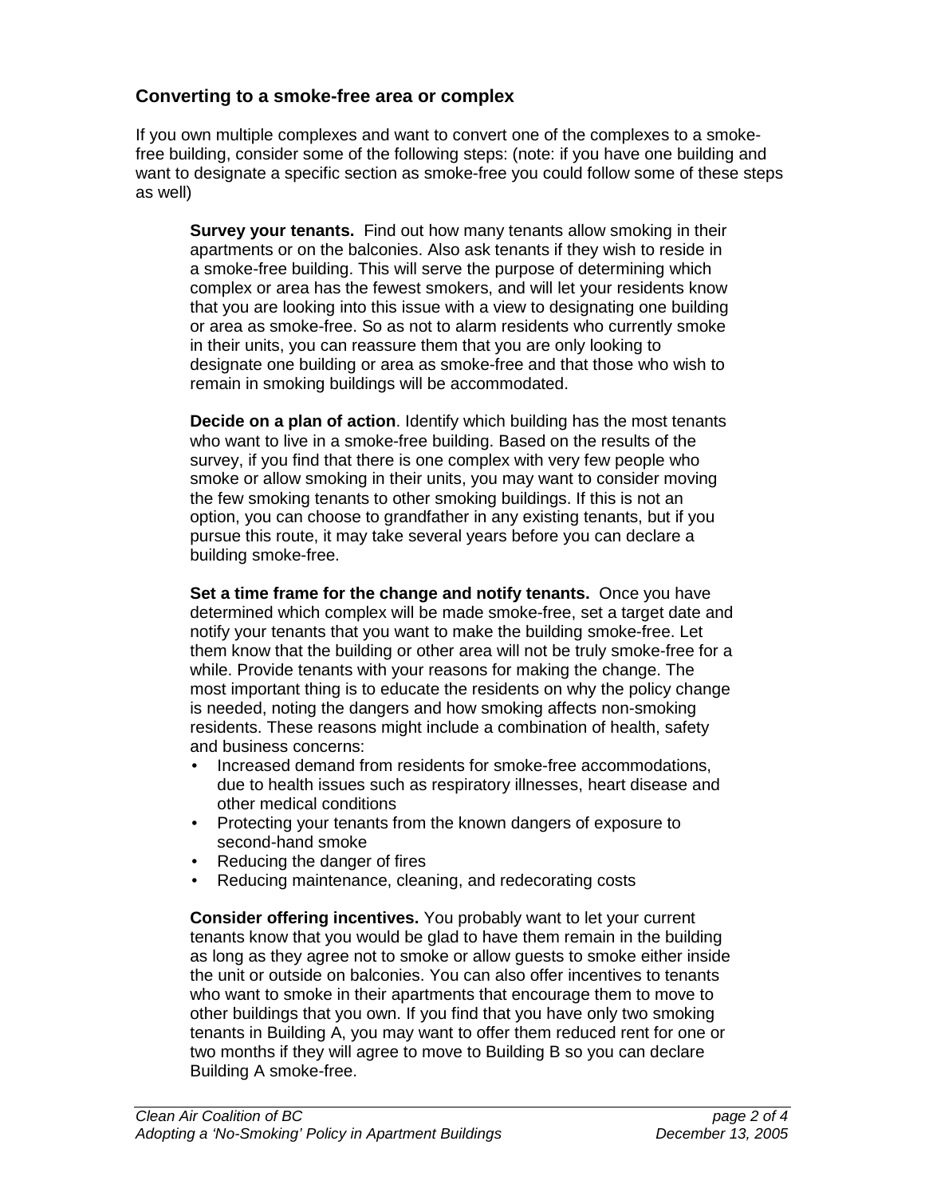## Converting to a smoke-free area or complex

If you own multiple complexes and want to convert one of the complexes to a smoke-free building, consider some of the following steps: (note: if you have one building and want to designate a specific section as smoke-free you could follow some of these steps as well)

**Survey your tenants.** Find out how many tenants allow smoking in their apartments or on the balconies. Also ask tenants if they wish to reside in a smoke-free building. This will serve the purpose of determining which complex or area has the fewest smokers, and will let your residents know that you are looking into this issue with a view to designating one building or area as smoke-free. So as not to alarm residents who currently smoke in their units, you can reassure them that you are only looking to designate one building or area as smoke-free and that those who wish to remain in smoking buildings will be accommodated.

**Decide on a plan of action**. Identify which building has the most tenants who want to live in a smoke-free building. Based on the results of the survey, if you find that there is one complex with very few people who smoke or allow smoking in their units, you may want to consider moving the few smoking tenants to other smoking buildings. If this is not an option, you can choose to grandfather in any existing tenants, but if you pursue this route, it may take several years before you can declare a building smoke-free.

**Set a time frame for the change and notify tenants.** Once you have determined which complex will be made smoke-free, set a target date and notify your tenants that you want to make the building smoke-free. Let them know that the building or other area will not be truly smoke-free for a while. Provide tenants with your reasons for making the change. The most important thing is to educate the residents on why the policy change is needed, noting the dangers and how smoking affects non-smoking residents. These reasons might include a combination of health, safety and business concerns:

- Increased demand from residents for smoke-free accommodations, due to health issues such as respiratory illnesses, heart disease and other medical conditions
- Protecting your tenants from the known dangers of exposure to second-hand smoke
- Reducing the danger of fires
- Reducing maintenance, cleaning, and redecorating costs

**Consider offering incentives.** You probably want to let your current tenants know that you would be glad to have them remain in the building as long as they agree not to smoke or allow guests to smoke either inside the unit or outside on balconies. You can also offer incentives to tenants who want to smoke in their apartments that encourage them to move to other buildings that you own. If you find that you have only two smoking tenants in Building A, you may want to offer them reduced rent for one or two months if they will agree to move to Building B so you can declare Building A smoke-free.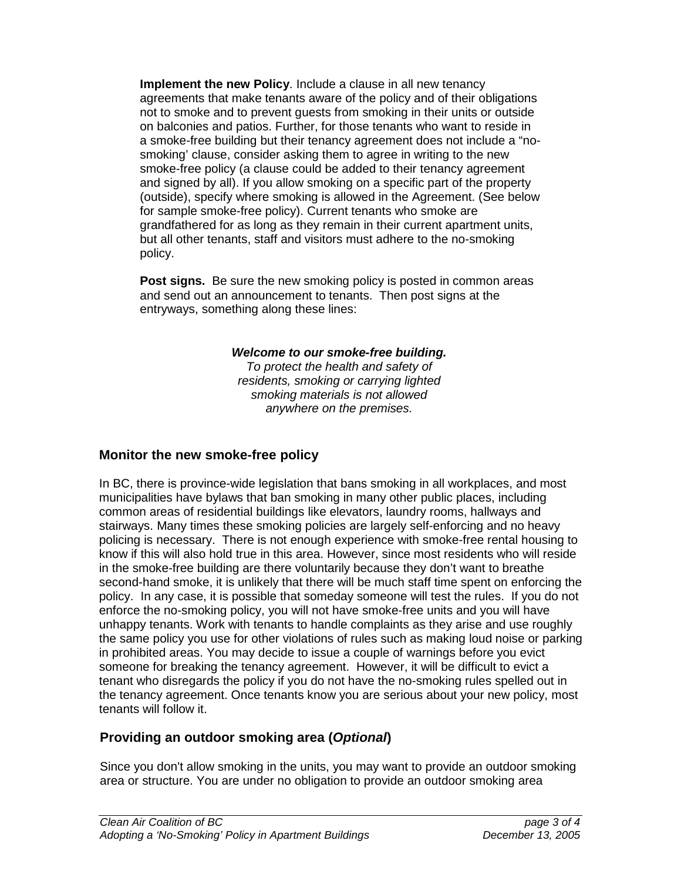**Implement the new Policy**. Include a clause in all new tenancy agreements that make tenants aware of the policy and of their obligations not to smoke and to prevent guests from smoking in their units or outside on balconies and patios. Further, for those tenants who want to reside in a smoke-free building but their tenancy agreement does not include a "no-smoking' clause, consider asking them to agree in writing to the new smoke-free policy (a clause could be added to their tenancy agreement and signed by all). If you allow smoking on a specific part of the property (outside), specify where smoking is allowed in the Agreement. (See below for sample smoke-free policy). Current tenants who smoke are grandfathered for as long as they remain in their current apartment units, but all other tenants, staff and visitors must adhere to the no-smoking policy.

**Post signs.** Be sure the new smoking policy is posted in common areas and send out an announcement to tenants. Then post signs at the entryways, something along these lines:

> ***Welcome to our smoke-free building.***
> *To protect the health and safety of residents, smoking or carrying lighted smoking materials is not allowed anywhere on the premises.*

## Monitor the new smoke-free policy

In BC, there is province-wide legislation that bans smoking in all workplaces, and most municipalities have bylaws that ban smoking in many other public places, including common areas of residential buildings like elevators, laundry rooms, hallways and stairways. Many times these smoking policies are largely self-enforcing and no heavy policing is necessary. There is not enough experience with smoke-free rental housing to know if this will also hold true in this area. However, since most residents who will reside in the smoke-free building are there voluntarily because they don't want to breathe second-hand smoke, it is unlikely that there will be much staff time spent on enforcing the policy. In any case, it is possible that someday someone will test the rules. If you do not enforce the no-smoking policy, you will not have smoke-free units and you will have unhappy tenants. Work with tenants to handle complaints as they arise and use roughly the same policy you use for other violations of rules such as making loud noise or parking in prohibited areas. You may decide to issue a couple of warnings before you evict someone for breaking the tenancy agreement. However, it will be difficult to evict a tenant who disregards the policy if you do not have the no-smoking rules spelled out in the tenancy agreement. Once tenants know you are serious about your new policy, most tenants will follow it.

## Providing an outdoor smoking area (*Optional*)

Since you don't allow smoking in the units, you may want to provide an outdoor smoking area or structure. You are under no obligation to provide an outdoor smoking area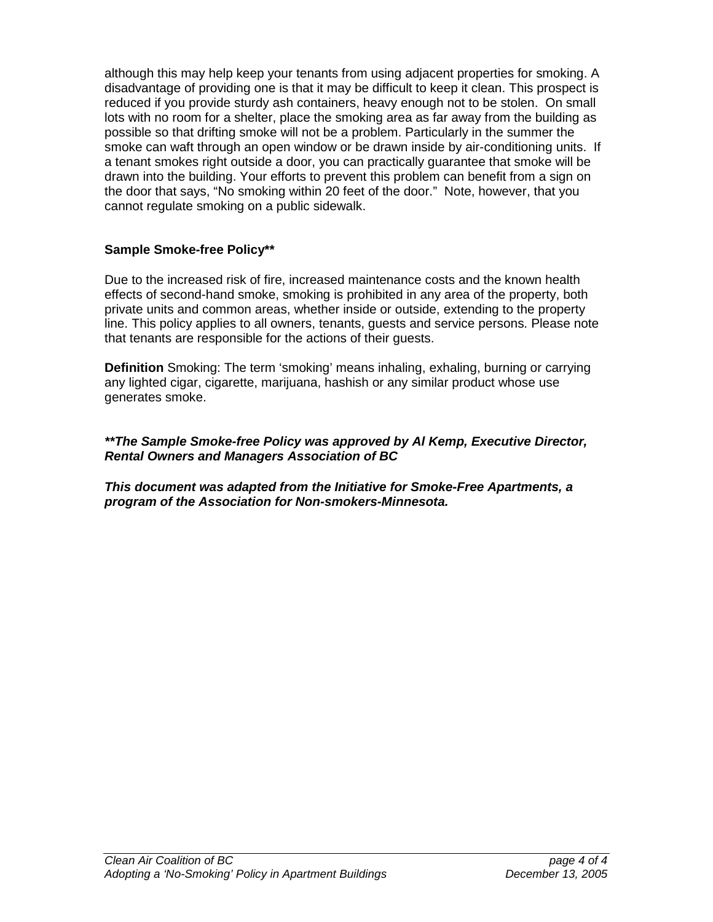although this may help keep your tenants from using adjacent properties for smoking. A disadvantage of providing one is that it may be difficult to keep it clean. This prospect is reduced if you provide sturdy ash containers, heavy enough not to be stolen. On small lots with no room for a shelter, place the smoking area as far away from the building as possible so that drifting smoke will not be a problem. Particularly in the summer the smoke can waft through an open window or be drawn inside by air-conditioning units. If a tenant smokes right outside a door, you can practically guarantee that smoke will be drawn into the building. Your efforts to prevent this problem can benefit from a sign on the door that says, "No smoking within 20 feet of the door." Note, however, that you cannot regulate smoking on a public sidewalk.

**Sample Smoke-free Policy****

Due to the increased risk of fire, increased maintenance costs and the known health effects of second-hand smoke, smoking is prohibited in any area of the property, both private units and common areas, whether inside or outside, extending to the property line. This policy applies to all owners, tenants, guests and service persons. Please note that tenants are responsible for the actions of their guests.

**Definition** Smoking: The term 'smoking' means inhaling, exhaling, burning or carrying any lighted cigar, cigarette, marijuana, hashish or any similar product whose use generates smoke.

***\*\*The Sample Smoke-free Policy was approved by Al Kemp, Executive Director, Rental Owners and Managers Association of BC***

***This document was adapted from the Initiative for Smoke-Free Apartments, a program of the Association for Non-smokers-Minnesota.***